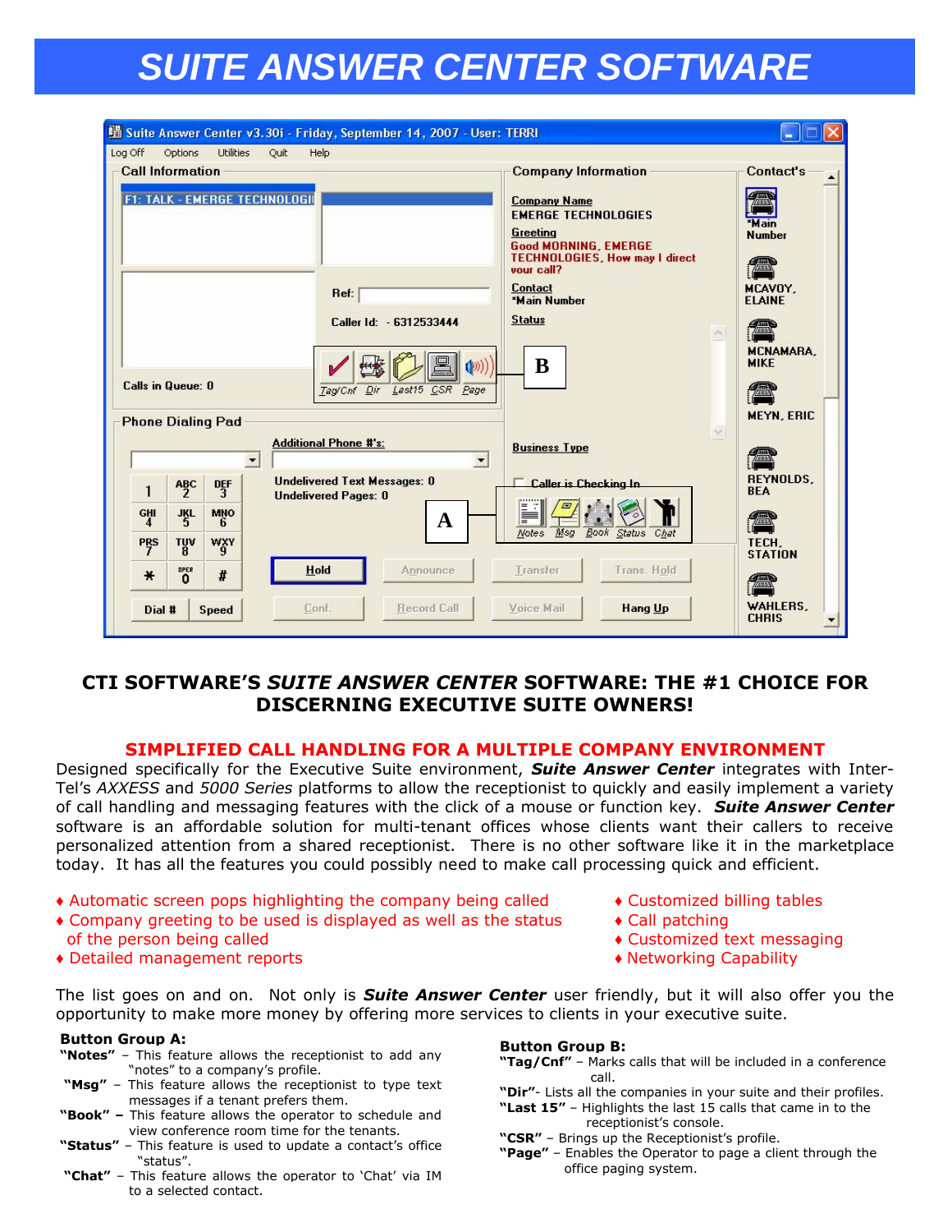# SUITE ANSWER CENTER SOFTWARE

## CTI SOFTWARE'S *SUITE ANSWER CENTER* SOFTWARE: THE #1 CHOICE FOR DISCERNING EXECUTIVE SUITE OWNERS!

### SIMPLIFIED CALL HANDLING FOR A MULTIPLE COMPANY ENVIRONMENT

Designed specifically for the Executive Suite environment, ***Suite Answer Center*** integrates with Inter-Tel's *AXXESS* and *5000 Series* platforms to allow the receptionist to quickly and easily implement a variety of call handling and messaging features with the click of a mouse or function key. ***Suite Answer Center*** software is an affordable solution for multi-tenant offices whose clients want their callers to receive personalized attention from a shared receptionist. There is no other software like it in the marketplace today. It has all the features you could possibly need to make call processing quick and efficient.

- ♦ Automatic screen pops highlighting the company being called
- ♦ Company greeting to be used is displayed as well as the status of the person being called
- ♦ Detailed management reports
- ♦ Customized billing tables
- ♦ Call patching
- ♦ Customized text messaging
- ♦ Networking Capability

The list goes on and on. Not only is ***Suite Answer Center*** user friendly, but it will also offer you the opportunity to make more money by offering more services to clients in your executive suite.

**Button Group A:**

**"Notes"** – This feature allows the receptionist to add any "notes" to a company's profile.
**"Msg"** – This feature allows the receptionist to type text messages if a tenant prefers them.
**"Book" –** This feature allows the operator to schedule and view conference room time for the tenants.
**"Status"** – This feature is used to update a contact's office "status".
**"Chat"** – This feature allows the operator to 'Chat' via IM to a selected contact.

**Button Group B:**

**"Tag/Cnf"** – Marks calls that will be included in a conference call.
**"Dir"**- Lists all the companies in your suite and their profiles.
**"Last 15"** – Highlights the last 15 calls that came in to the receptionist's console.
**"CSR"** – Brings up the Receptionist's profile.
**"Page"** – Enables the Operator to page a client through the office paging system.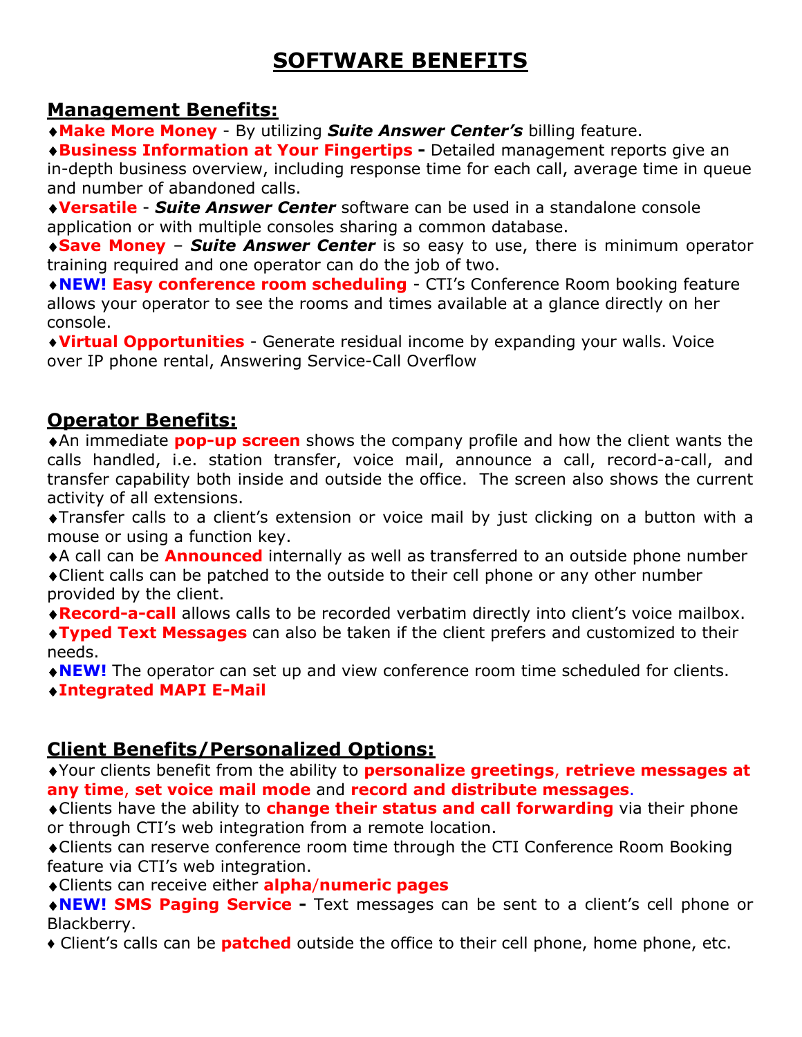# SOFTWARE BENEFITS

## Management Benefits:

- **Make More Money** - By utilizing ***Suite Answer Center's*** billing feature.
- **Business Information at Your Fingertips -** Detailed management reports give an in-depth business overview, including response time for each call, average time in queue and number of abandoned calls.
- **Versatile** - ***Suite Answer Center*** software can be used in a standalone console application or with multiple consoles sharing a common database.
- **Save Money** – ***Suite Answer Center*** is so easy to use, there is minimum operator training required and one operator can do the job of two.
- **NEW! Easy conference room scheduling** - CTI's Conference Room booking feature allows your operator to see the rooms and times available at a glance directly on her console.
- **Virtual Opportunities** - Generate residual income by expanding your walls. Voice over IP phone rental, Answering Service-Call Overflow

## Operator Benefits:

- An immediate **pop-up screen** shows the company profile and how the client wants the calls handled, i.e. station transfer, voice mail, announce a call, record-a-call, and transfer capability both inside and outside the office. The screen also shows the current activity of all extensions.
- Transfer calls to a client's extension or voice mail by just clicking on a button with a mouse or using a function key.
- A call can be **Announced** internally as well as transferred to an outside phone number
- Client calls can be patched to the outside to their cell phone or any other number provided by the client.
- **Record-a-call** allows calls to be recorded verbatim directly into client's voice mailbox.
- **Typed Text Messages** can also be taken if the client prefers and customized to their needs.
- **NEW!** The operator can set up and view conference room time scheduled for clients.
- **Integrated MAPI E-Mail**

## Client Benefits/Personalized Options:

- Your clients benefit from the ability to **personalize greetings**, **retrieve messages at any time**, **set voice mail mode** and **record and distribute messages**.
- Clients have the ability to **change their status and call forwarding** via their phone or through CTI's web integration from a remote location.
- Clients can reserve conference room time through the CTI Conference Room Booking feature via CTI's web integration.
- Clients can receive either **alpha/numeric pages**
- **NEW! SMS Paging Service -** Text messages can be sent to a client's cell phone or Blackberry.
- Client's calls can be **patched** outside the office to their cell phone, home phone, etc.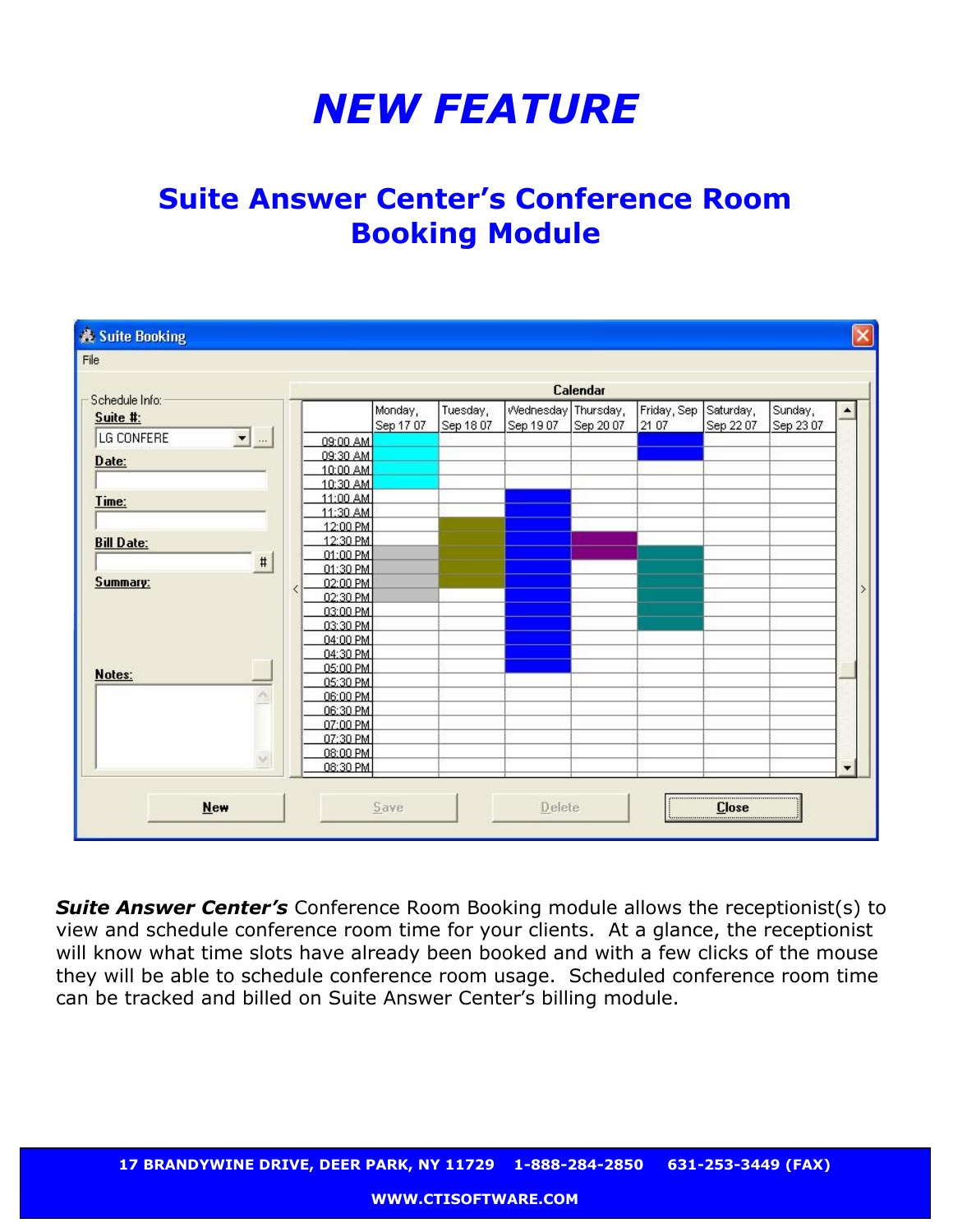# *NEW FEATURE*

## Suite Answer Center's Conference Room Booking Module

***Suite Answer Center's*** Conference Room Booking module allows the receptionist(s) to view and schedule conference room time for your clients. At a glance, the receptionist will know what time slots have already been booked and with a few clicks of the mouse they will be able to schedule conference room usage. Scheduled conference room time can be tracked and billed on Suite Answer Center's billing module.

**17 BRANDYWINE DRIVE, DEER PARK, NY 11729 1-888-284-2850 631-253-3449 (FAX)**

**WWW.CTISOFTWARE.COM**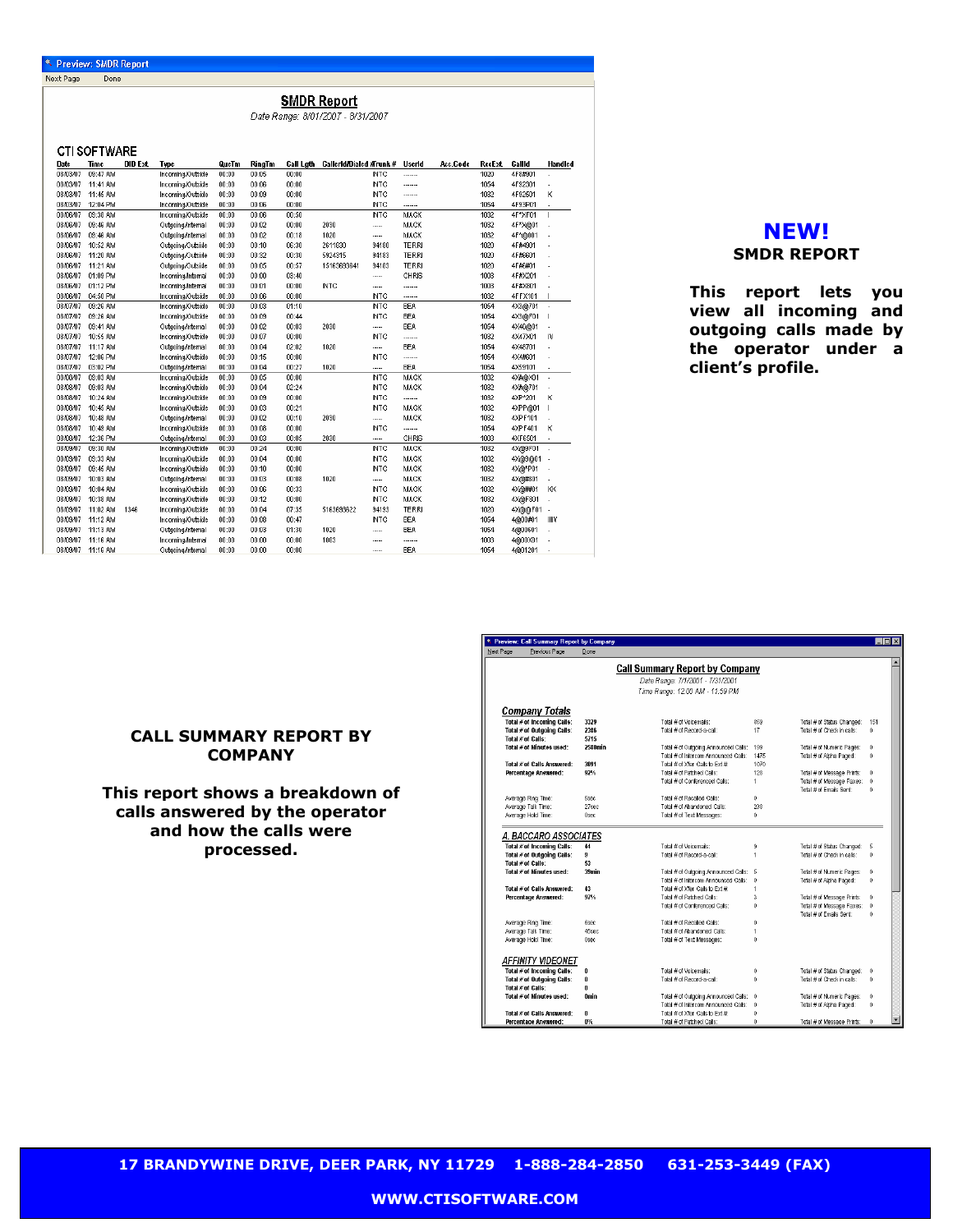**Preview: SMDR Report**

Next Page   Done

## SMDR Report

*Date Range: 8/01/2007 - 8/31/2007*

CTI SOFTWARE

| Date | Time | DID Ext | Type | QueTm | RingTm | Call Lgth | CallerId/Dialed # | Trunk # | UserId | Acc.Code | RecExt | CallId | Handled |
|---|---|---|---|---|---|---|---|---|---|---|---|---|---|
| 08/03/07 | 09:47 AM | | Incoming/Outside | 00:00 | 00:05 | 00:00 | | INTC | ------ | | 1020 | 4F8#901 | - |
| 08/03/07 | 11:41 AM | | Incoming/Outside | 00:00 | 00:06 | 00:00 | | INTC | ------ | | 1054 | 4F82301 | - |
| 08/03/07 | 11:45 AM | | Incoming/Outside | 00:00 | 00:09 | 00:00 | | INTC | ------ | | 1032 | 4F82501 | K |
| 08/03/07 | 12:04 PM | | Incoming/Outside | 00:00 | 00:06 | 00:00 | | INTC | ------ | | 1054 | 4F93F01 | - |
| 08/06/07 | 09:36 AM | | Incoming/Outside | 00:00 | 00:06 | 00:50 | | INTC | MACK | | 1032 | 4F*XF01 | I |
| 08/06/07 | 09:46 AM | | Outgoing/Internal | 00:00 | 00:02 | 00:00 | 2030 | ---- | MACK | | 1032 | 4F*X@01 | - |
| 08/06/07 | 09:46 AM | | Outgoing/Internal | 00:00 | 00:02 | 00:18 | 1020 | ---- | MACK | | 1032 | 4F*@001 | - |
| 08/06/07 | 10:52 AM | | Outgoing/Outside | 00:00 | 00:10 | 00:30 | 2611830 | 94180 | TERRI | | 1020 | 4F#4901 | - |
| 08/06/07 | 11:20 AM | | Outgoing/Outside | 00:00 | 00:32 | 00:30 | 5924915 | 94183 | TERRI | | 1020 | 4F#6801 | - |
| 08/06/07 | 11:21 AM | | Outgoing/Outside | 00:00 | 00:05 | 00:57 | 15163683641 | 94183 | TERRI | | 1020 | 4F#6#01 | - |
| 08/06/07 | 01:06 PM | | Incoming/Internal | 00:00 | 00:00 | 03:40 | | ---- | CHRIS | | 1003 | 4F#X201 | - |
| 08/06/07 | 01:12 PM | | Incoming/Internal | 00:00 | 00:01 | 00:00 | INTC | ---- | ------ | | 1003 | 4F#X801 | - |
| 08/06/07 | 04:50 PM | | Incoming/Outside | 00:00 | 00:06 | 00:00 | | INTC | ------ | | 1032 | 4FFX101 | I |
| 08/07/07 | 09:26 AM | | Incoming/Outside | 00:00 | 00:03 | 01:10 | | INTC | BEA | | 1054 | 4X3@701 | - |
| 08/07/07 | 09:26 AM | | Incoming/Outside | 00:00 | 00:09 | 00:44 | | INTC | BEA | | 1054 | 4X3@F01 | I |
| 08/07/07 | 09:41 AM | | Outgoing/Internal | 00:00 | 00:02 | 00:03 | 2030 | ---- | BEA | | 1054 | 4X40@01 | - |
| 08/07/07 | 10:55 AM | | Incoming/Outside | 00:00 | 00:07 | 00:00 | | INTC | ------ | | 1032 | 4X47X01 | IV |
| 08/07/07 | 11:17 AM | | Outgoing/Internal | 00:00 | 00:04 | 02:02 | 1020 | ---- | BEA | | 1054 | 4X48701 | - |
| 08/07/07 | 12:06 PM | | Incoming/Outside | 00:00 | 00:15 | 00:00 | | INTC | ------ | | 1054 | 4X4#601 | - |
| 08/07/07 | 03:02 PM | | Outgoing/Internal | 00:00 | 00:04 | 00:27 | 1020 | ---- | BEA | | 1054 | 4X59101 | - |
| 08/08/07 | 09:03 AM | | Incoming/Outside | 00:00 | 00:05 | 00:00 | | INTC | MACK | | 1032 | 4X#@X01 | - |
| 08/08/07 | 09:03 AM | | Incoming/Outside | 00:00 | 00:04 | 02:24 | | INTC | MACK | | 1032 | 4X#@701 | - |
| 08/08/07 | 10:24 AM | | Incoming/Outside | 00:00 | 00:09 | 00:00 | | INTC | ------ | | 1032 | 4XP*201 | K |
| 08/08/07 | 10:45 AM | | Incoming/Outside | 00:00 | 00:03 | 00:21 | | INTC | MACK | | 1032 | 4XPP@01 | I |
| 08/08/07 | 10:48 AM | | Outgoing/Internal | 00:00 | 00:02 | 00:10 | 2030 | ---- | MACK | | 1032 | 4XPF101 | - |
| 08/08/07 | 10:49 AM | | Incoming/Outside | 00:00 | 00:06 | 00:00 | | INTC | ------ | | 1054 | 4XPF401 | K |
| 08/08/07 | 12:36 PM | | Outgoing/Internal | 00:00 | 00:03 | 00:05 | 2030 | ---- | CHRIS | | 1003 | 4XF6501 | - |
| 08/09/07 | 09:30 AM | | Incoming/Outside | 00:00 | 00:24 | 00:00 | | INTC | MACK | | 1032 | 4X@@F01 | - |
| 08/09/07 | 09:33 AM | | Incoming/Outside | 00:00 | 00:04 | 00:00 | | INTC | MACK | | 1032 | 4X@@@01 | - |
| 08/09/07 | 09:45 AM | | Incoming/Outside | 00:00 | 00:10 | 00:00 | | INTC | MACK | | 1032 | 4X@*P01 | - |
| 08/09/07 | 10:03 AM | | Outgoing/Internal | 00:00 | 00:03 | 00:08 | 1020 | ---- | MACK | | 1032 | 4X@#801 | - |
| 08/09/07 | 10:04 AM | | Incoming/Outside | 00:00 | 00:06 | 00:33 | | INTC | MACK | | 1032 | 4X@##01 | KK |
| 08/09/07 | 10:38 AM | | Incoming/Outside | 00:00 | 00:12 | 00:00 | | INTC | MACK | | 1032 | 4X@F801 | - |
| 08/09/07 | 11:02 AM | 1346 | Incoming/Outside | 00:00 | 00:04 | 07:35 | 5163685622 | 94183 | TERRI | | 1020 | 4X@@F01 | - |
| 08/09/07 | 11:12 AM | | Incoming/Outside | 00:00 | 00:08 | 00:47 | | INTC | BEA | | 1054 | 4@00#01 | IIIY |
| 08/09/07 | 11:13 AM | | Outgoing/Internal | 00:00 | 00:03 | 01:30 | 1020 | ---- | BEA | | 1054 | 4@00601 | - |
| 08/09/07 | 11:16 AM | | Incoming/Internal | 00:00 | 00:00 | 00:00 | 1003 | ---- | ------ | | 1003 | 4@00X01 | - |
| 08/09/07 | 11:16 AM | | Outgoing/Internal | 00:00 | 00:00 | 00:00 | | ---- | BEA | | 1054 | 4@01201 | - |

## NEW!
### SMDR REPORT

**This report lets you view all incoming and outgoing calls made by the operator under a client's profile.**

**Preview: Call Summary Report by Company**

Next Page   Previous Page   Done

## Call Summary Report by Company

*Date Range: 7/1/2001 - 7/31/2001*
*Time Range: 12:00 AM - 11:59 PM*

### Company Totals

| | | | | | |
|---|---|---|---|---|---|
| **Total # of Incoming Calls:** | 3329 | Total # of Voicemails: | 869 | Total # of Status Changed: | 151 |
| **Total # of Outgoing Calls:** | 2386 | Total # of Record-a-call: | 17 | Total # of Check in calls: | 0 |
| **Total # of Calls:** | 5715 | | | | |
| **Total # of Minutes used:** | 2580min | Total # of Outgoing Announced Calls: | 199 | Total # of Numeric Pages: | 0 |
| | | Total # of Intercom Announced Calls: | 1475 | Total # of Alpha Paged: | 0 |
| **Total # of Calls Answered:** | 3091 | Total # of Xfer Calls to Ext #: | 1070 | | |
| **Percentage Answered:** | 92% | Total # of Patched Calls: | 128 | Total # of Message Prints: | 0 |
| | | Total # of Conferenced Calls: | 1 | Total # of Message Faxes: | 0 |
| | | | | Total # of Emails Sent: | 0 |
| Average Ring Time: | 5sec | Total # of Recalled Calls: | 0 | | |
| Average Talk Time: | 27sec | Total # of Abandoned Calls: | 238 | | |
| Average Hold Time: | 0sec | Total # of Text Messages: | 0 | | |

### A. BACCARO ASSOCIATES

| | | | | | |
|---|---|---|---|---|---|
| **Total # of Incoming Calls:** | 44 | Total # of Voicemails: | 9 | Total # of Status Changed: | 5 |
| **Total # of Outgoing Calls:** | 9 | Total # of Record-a-call: | 1 | Total # of Check in calls: | 0 |
| **Total # of Calls:** | 53 | | | | |
| **Total # of Minutes used:** | 39min | Total # of Outgoing Announced Calls: | 5 | Total # of Numeric Pages: | 0 |
| | | Total # of Intercom Announced Calls: | 0 | Total # of Alpha Paged: | 0 |
| **Total # of Calls Answered:** | 43 | Total # of Xfer Calls to Ext #: | 1 | | |
| **Percentage Answered:** | 97% | Total # of Patched Calls: | 3 | Total # of Message Prints: | 0 |
| | | Total # of Conferenced Calls: | 0 | Total # of Message Faxes: | 0 |
| | | | | Total # of Emails Sent: | 0 |
| Average Ring Time: | 6sec | Total # of Recalled Calls: | 0 | | |
| Average Talk Time: | 45sec | Total # of Abandoned Calls: | 1 | | |
| Average Hold Time: | 0sec | Total # of Text Messages: | 0 | | |

### AFFINITY VIDEONET

| | | | | | |
|---|---|---|---|---|---|
| **Total # of Incoming Calls:** | 0 | Total # of Voicemails: | 0 | Total # of Status Changed: | 0 |
| **Total # of Outgoing Calls:** | 0 | Total # of Record-a-call: | 0 | Total # of Check in calls: | 0 |
| **Total # of Calls:** | 0 | | | | |
| **Total # of Minutes used:** | 0min | Total # of Outgoing Announced Calls: | 0 | Total # of Numeric Pages: | 0 |
| | | Total # of Intercom Announced Calls: | 0 | Total # of Alpha Paged: | 0 |
| **Total # of Calls Answered:** | 0 | Total # of Xfer Calls to Ext #: | 0 | | |
| **Percentage Answered:** | 0% | Total # of Patched Calls: | 0 | Total # of Message Prints: | 0 |

### CALL SUMMARY REPORT BY COMPANY

**This report shows a breakdown of calls answered by the operator and how the calls were processed.**

**17 BRANDYWINE DRIVE, DEER PARK, NY 11729   1-888-284-2850   631-253-3449 (FAX)**

**WWW.CTISOFTWARE.COM**